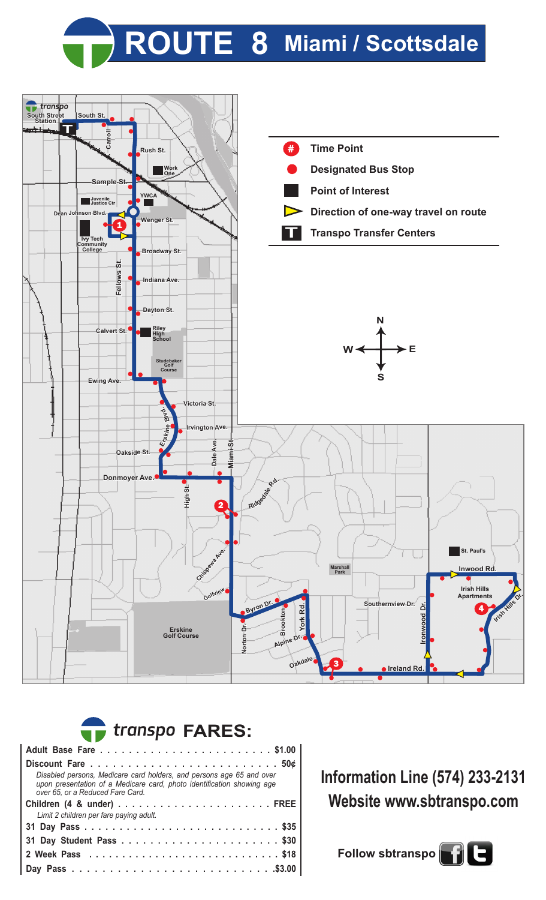# ROUTE 8 Miami / Scottsdale

- Time Point
- Designated Bus Stop
- Point of Interest
- Direction of one-way travel on route
- Transpo Transfer Centers

## transpo FARES:

| Fare | Price |
|---|---|
| Adult Base Fare | $1.00 |
| Discount Fare | 50¢ |
| *Disabled persons, Medicare card holders, and persons age 65 and over upon presentation of a Medicare card, photo identification showing age over 65, or a Reduced Fare Card.* | |
| Children (4 & under) | FREE |
| *Limit 2 children per fare paying adult.* | |
| 31 Day Pass | $35 |
| 31 Day Student Pass | $30 |
| 2 Week Pass | $18 |
| Day Pass | $3.00 |

**Information Line (574) 233-2131**

**Website www.sbtranspo.com**

**Follow sbtranspo**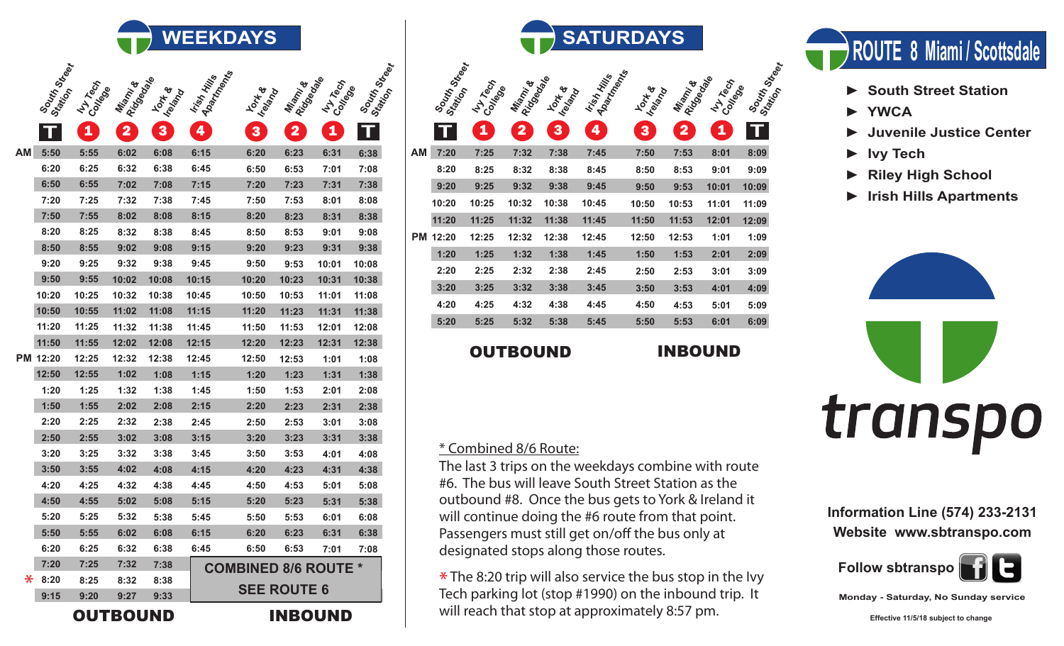## WEEKDAYS

| | South Street Station (T) | Ivy Tech College (1) | Miami & Ridgedale (2) | York & Ireland (3) | Irish Hills Apartments (4) | York & Ireland (3) | Miami & Ridgedale (2) | Ivy Tech College (1) | South Street Station (T) |
|---|---|---|---|---|---|---|---|---|---|
| AM | 5:50 | 5:55 | 6:02 | 6:08 | 6:15 | 6:20 | 6:23 | 6:31 | 6:38 |
| | 6:20 | 6:25 | 6:32 | 6:38 | 6:45 | 6:50 | 6:53 | 7:01 | 7:08 |
| | 6:50 | 6:55 | 7:02 | 7:08 | 7:15 | 7:20 | 7:23 | 7:31 | 7:38 |
| | 7:20 | 7:25 | 7:32 | 7:38 | 7:45 | 7:50 | 7:53 | 8:01 | 8:08 |
| | 7:50 | 7:55 | 8:02 | 8:08 | 8:15 | 8:20 | 8:23 | 8:31 | 8:38 |
| | 8:20 | 8:25 | 8:32 | 8:38 | 8:45 | 8:50 | 8:53 | 9:01 | 9:08 |
| | 8:50 | 8:55 | 9:02 | 9:08 | 9:15 | 9:20 | 9:23 | 9:31 | 9:38 |
| | 9:20 | 9:25 | 9:32 | 9:38 | 9:45 | 9:50 | 9:53 | 10:01 | 10:08 |
| | 9:50 | 9:55 | 10:02 | 10:08 | 10:15 | 10:20 | 10:23 | 10:31 | 10:38 |
| | 10:20 | 10:25 | 10:32 | 10:38 | 10:45 | 10:50 | 10:53 | 11:01 | 11:08 |
| | 10:50 | 10:55 | 11:02 | 11:08 | 11:15 | 11:20 | 11:23 | 11:31 | 11:38 |
| | 11:20 | 11:25 | 11:32 | 11:38 | 11:45 | 11:50 | 11:53 | 12:01 | 12:08 |
| | 11:50 | 11:55 | 12:02 | 12:08 | 12:15 | 12:20 | 12:23 | 12:31 | 12:38 |
| PM | 12:20 | 12:25 | 12:32 | 12:38 | 12:45 | 12:50 | 12:53 | 1:01 | 1:08 |
| | 12:50 | 12:55 | 1:02 | 1:08 | 1:15 | 1:20 | 1:23 | 1:31 | 1:38 |
| | 1:20 | 1:25 | 1:32 | 1:38 | 1:45 | 1:50 | 1:53 | 2:01 | 2:08 |
| | 1:50 | 1:55 | 2:02 | 2:08 | 2:15 | 2:20 | 2:23 | 2:31 | 2:38 |
| | 2:20 | 2:25 | 2:32 | 2:38 | 2:45 | 2:50 | 2:53 | 3:01 | 3:08 |
| | 2:50 | 2:55 | 3:02 | 3:08 | 3:15 | 3:20 | 3:23 | 3:31 | 3:38 |
| | 3:20 | 3:25 | 3:32 | 3:38 | 3:45 | 3:50 | 3:53 | 4:01 | 4:08 |
| | 3:50 | 3:55 | 4:02 | 4:08 | 4:15 | 4:20 | 4:23 | 4:31 | 4:38 |
| | 4:20 | 4:25 | 4:32 | 4:38 | 4:45 | 4:50 | 4:53 | 5:01 | 5:08 |
| | 4:50 | 4:55 | 5:02 | 5:08 | 5:15 | 5:20 | 5:23 | 5:31 | 5:38 |
| | 5:20 | 5:25 | 5:32 | 5:38 | 5:45 | 5:50 | 5:53 | 6:01 | 6:08 |
| | 5:50 | 5:55 | 6:02 | 6:08 | 6:15 | 6:20 | 6:23 | 6:31 | 6:38 |
| | 6:20 | 6:25 | 6:32 | 6:38 | 6:45 | 6:50 | 6:53 | 7:01 | 7:08 |
| | 7:20 | 7:25 | 7:32 | 7:38 | COMBINED 8/6 ROUTE * SEE ROUTE 6 | | | | |
| * | 8:20 | 8:25 | 8:32 | 8:38 | | | | | |
| | 9:15 | 9:20 | 9:27 | 9:33 | | | | | |

OUTBOUND — INBOUND

## SATURDAYS

| | South Street Station (T) | Ivy Tech College (1) | Miami & Ridgedale (2) | York & Ireland (3) | Irish Hills Apartments (4) | York & Ireland (3) | Miami & Ridgedale (2) | Ivy Tech College (1) | South Street Station (T) |
|---|---|---|---|---|---|---|---|---|---|
| AM | 7:20 | 7:25 | 7:32 | 7:38 | 7:45 | 7:50 | 7:53 | 8:01 | 8:09 |
| | 8:20 | 8:25 | 8:32 | 8:38 | 8:45 | 8:50 | 8:53 | 9:01 | 9:09 |
| | 9:20 | 9:25 | 9:32 | 9:38 | 9:45 | 9:50 | 9:53 | 10:01 | 10:09 |
| | 10:20 | 10:25 | 10:32 | 10:38 | 10:45 | 10:50 | 10:53 | 11:01 | 11:09 |
| | 11:20 | 11:25 | 11:32 | 11:38 | 11:45 | 11:50 | 11:53 | 12:01 | 12:09 |
| PM | 12:20 | 12:25 | 12:32 | 12:38 | 12:45 | 12:50 | 12:53 | 1:01 | 1:09 |
| | 1:20 | 1:25 | 1:32 | 1:38 | 1:45 | 1:50 | 1:53 | 2:01 | 2:09 |
| | 2:20 | 2:25 | 2:32 | 2:38 | 2:45 | 2:50 | 2:53 | 3:01 | 3:09 |
| | 3:20 | 3:25 | 3:32 | 3:38 | 3:45 | 3:50 | 3:53 | 4:01 | 4:09 |
| | 4:20 | 4:25 | 4:32 | 4:38 | 4:45 | 4:50 | 4:53 | 5:01 | 5:09 |
| | 5:20 | 5:25 | 5:32 | 5:38 | 5:45 | 5:50 | 5:53 | 6:01 | 6:09 |

OUTBOUND — INBOUND

* Combined 8/6 Route:
The last 3 trips on the weekdays combine with route #6. The bus will leave South Street Station as the outbound #8. Once the bus gets to York & Ireland it will continue doing the #6 route from that point. Passengers must still get on/off the bus only at designated stops along those routes.

* The 8:20 trip will also service the bus stop in the Ivy Tech parking lot (stop #1990) on the inbound trip. It will reach that stop at approximately 8:57 pm.

# ROUTE 8 Miami / Scottsdale

- South Street Station
- YWCA
- Juvenile Justice Center
- Ivy Tech
- Riley High School
- Irish Hills Apartments

transpo

**Information Line (574) 233-2131**
**Website www.sbtranspo.com**

**Follow sbtranspo**

**Monday - Saturday, No Sunday service**

Effective 11/5/18 subject to change